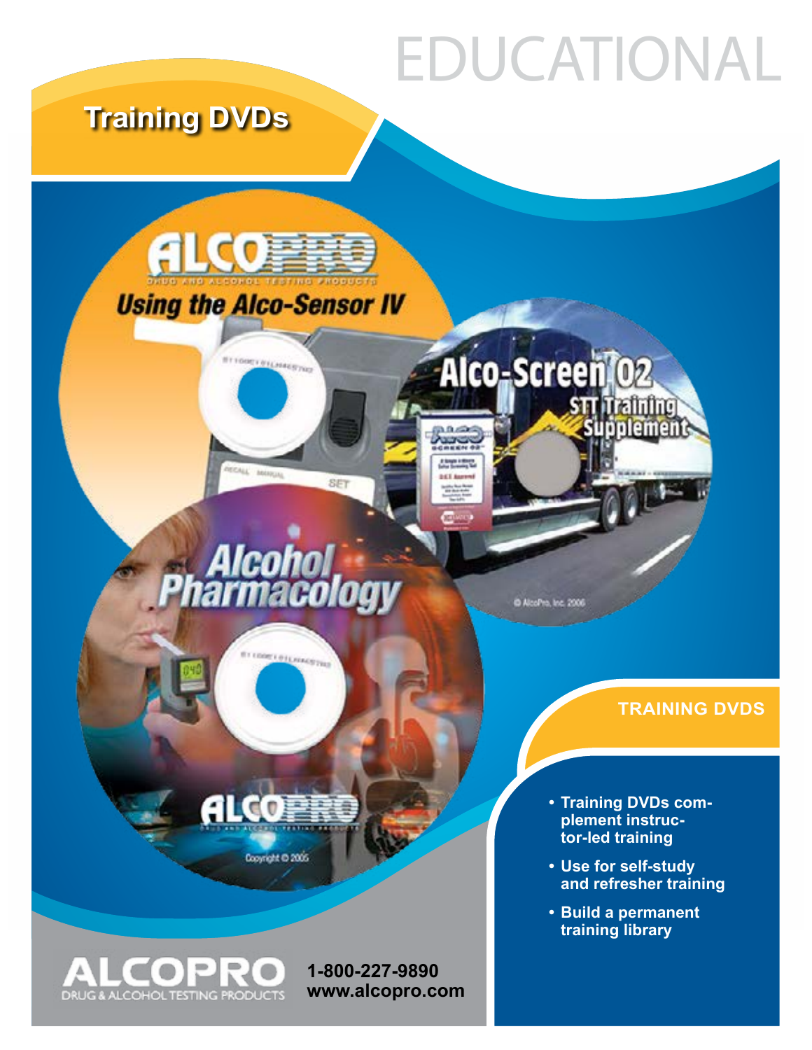# EDUCATIONAL

## Training DVDs

ALCOPRO
DRUG AND ALCOHOL TESTING PRODUCTS
Using the Alco-Sensor IV

Alco-Screen 02
STT Training Supplement

© AlcoPro, Inc. 2006

Alcohol Pharmacology

ALCOPRO
DRUG AND ALCOHOL TESTING PRODUCTS

Copyright © 2005

### TRAINING DVDS

- Training DVDs complement instructor-led training
- Use for self-study and refresher training
- Build a permanent training library

ALCOPRO
DRUG & ALCOHOL TESTING PRODUCTS

**1-800-227-9890**
**www.alcopro.com**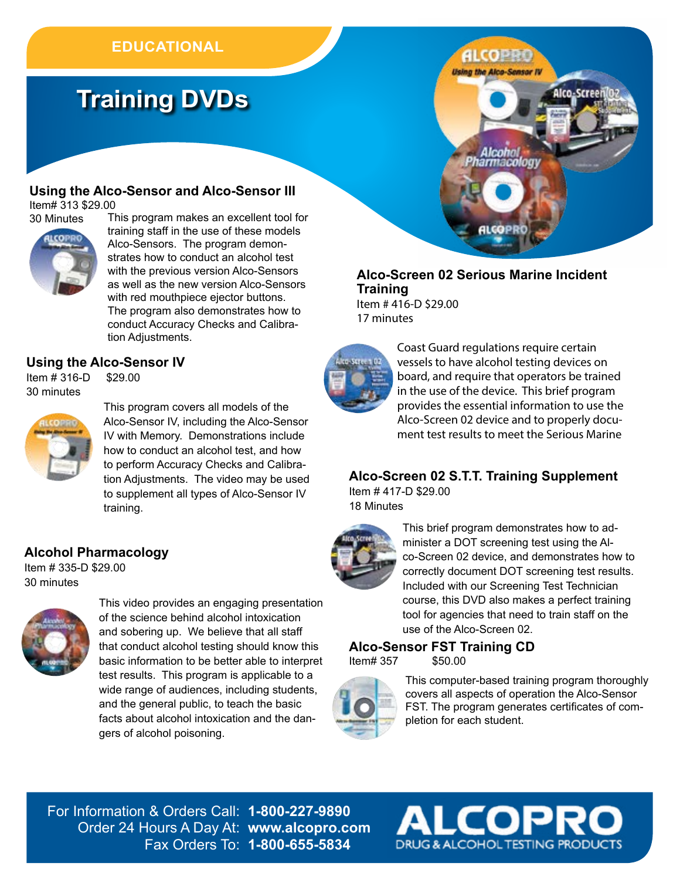EDUCATIONAL

# Training DVDs

### Using the Alco-Sensor and Alco-Sensor III

Item# 313 $29.00
30 Minutes

This program makes an excellent tool for training staff in the use of these models Alco-Sensors. The program demonstrates how to conduct an alcohol test with the previous version Alco-Sensors as well as the new version Alco-Sensors with red mouthpiece ejector buttons. The program also demonstrates how to conduct Accuracy Checks and Calibration Adjustments.

### Using the Alco-Sensor IV

Item # 316-D $29.00
30 minutes

This program covers all models of the Alco-Sensor IV, including the Alco-Sensor IV with Memory. Demonstrations include how to conduct an alcohol test, and how to perform Accuracy Checks and Calibration Adjustments. The video may be used to supplement all types of Alco-Sensor IV training.

### Alcohol Pharmacology

Item # 335-D $29.00
30 minutes

This video provides an engaging presentation of the science behind alcohol intoxication and sobering up. We believe that all staff that conduct alcohol testing should know this basic information to be better able to interpret test results. This program is applicable to a wide range of audiences, including students, and the general public, to teach the basic facts about alcohol intoxication and the dangers of alcohol poisoning.

### Alco-Screen 02 Serious Marine Incident Training

Item # 416-D $29.00
17 minutes

Coast Guard regulations require certain vessels to have alcohol testing devices on board, and require that operators be trained in the use of the device. This brief program provides the essential information to use the Alco-Screen 02 device and to properly document test results to meet the Serious Marine

### Alco-Screen 02 S.T.T. Training Supplement

Item # 417-D $29.00
18 Minutes

This brief program demonstrates how to administer a DOT screening test using the Alco-Screen 02 device, and demonstrates how to correctly document DOT screening test results. Included with our Screening Test Technician course, this DVD also makes a perfect training tool for agencies that need to train staff on the use of the Alco-Screen 02.

### Alco-Sensor FST Training CD

Item# 357 $50.00

This computer-based training program thoroughly covers all aspects of operation the Alco-Sensor FST. The program generates certificates of completion for each student.

For Information & Orders Call: **1-800-227-9890**
Order 24 Hours A Day At: **www.alcopro.com**
Fax Orders To: **1-800-655-5834**

ALCOPRO
DRUG & ALCOHOL TESTING PRODUCTS